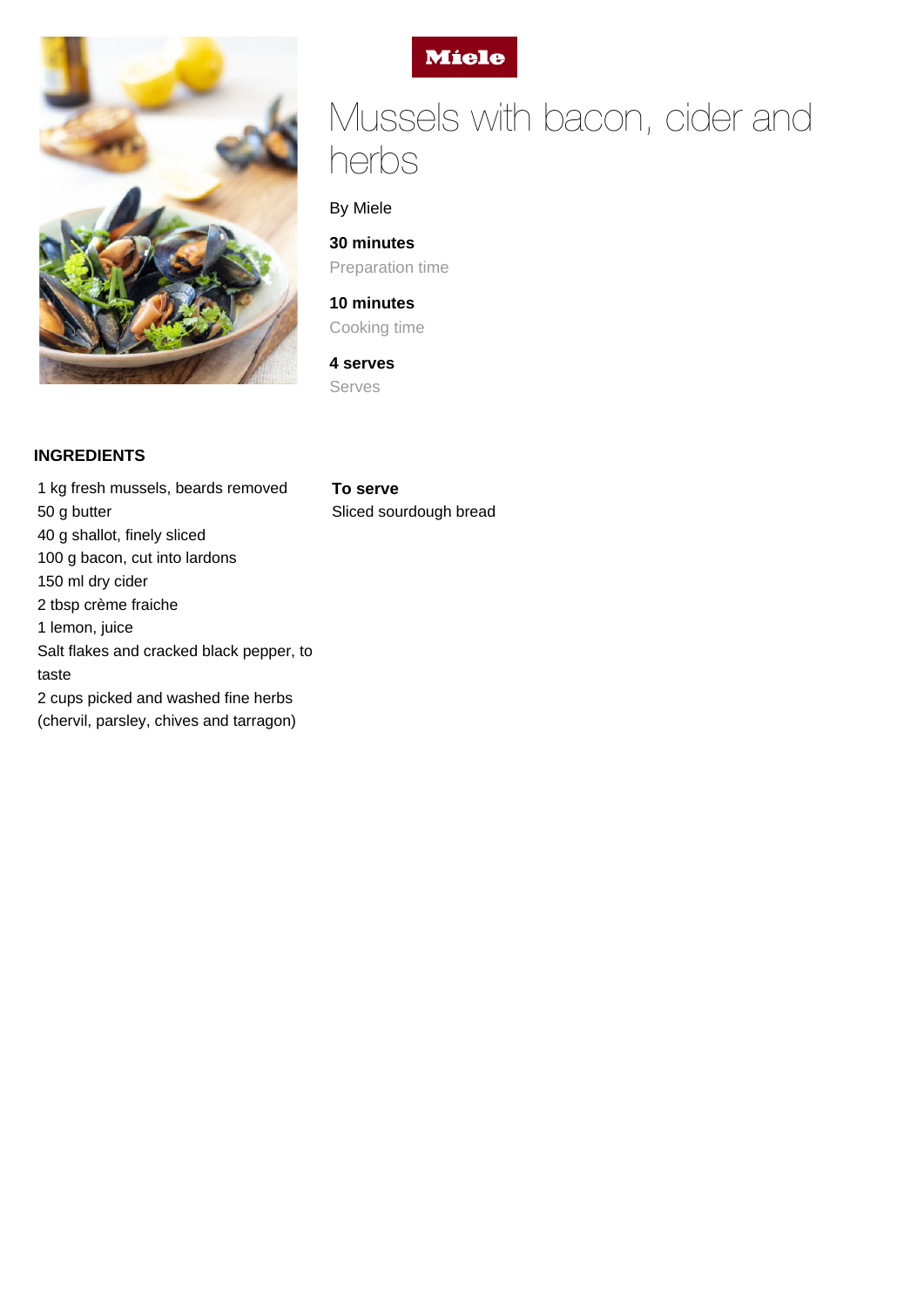Miele

# Mussels with bacon, cider and herbs

By Miele

**30 minutes**
Preparation time

**10 minutes**
Cooking time

**4 serves**
Serves

## INGREDIENTS

1 kg fresh mussels, beards removed
50 g butter
40 g shallot, finely sliced
100 g bacon, cut into lardons
150 ml dry cider
2 tbsp crème fraiche
1 lemon, juice
Salt flakes and cracked black pepper, to taste
2 cups picked and washed fine herbs (chervil, parsley, chives and tarragon)

**To serve**
Sliced sourdough bread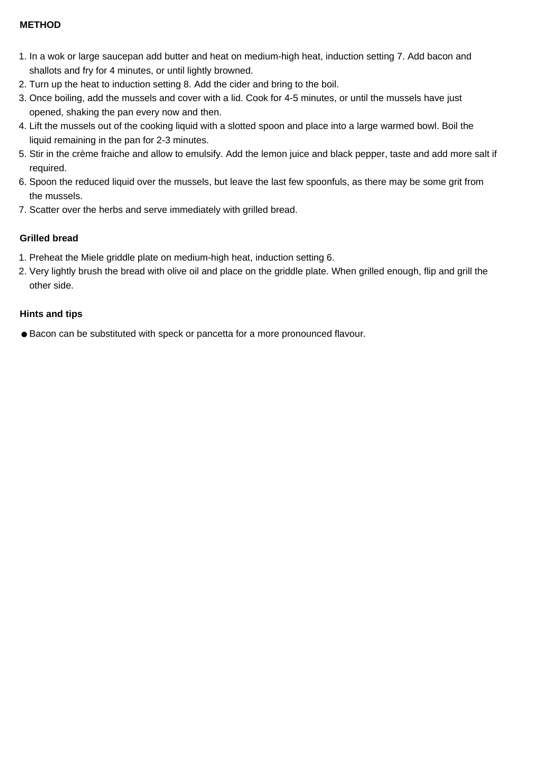**METHOD**

1. In a wok or large saucepan add butter and heat on medium-high heat, induction setting 7. Add bacon and shallots and fry for 4 minutes, or until lightly browned.
2. Turn up the heat to induction setting 8. Add the cider and bring to the boil.
3. Once boiling, add the mussels and cover with a lid. Cook for 4-5 minutes, or until the mussels have just opened, shaking the pan every now and then.
4. Lift the mussels out of the cooking liquid with a slotted spoon and place into a large warmed bowl. Boil the liquid remaining in the pan for 2-3 minutes.
5. Stir in the crème fraiche and allow to emulsify. Add the lemon juice and black pepper, taste and add more salt if required.
6. Spoon the reduced liquid over the mussels, but leave the last few spoonfuls, as there may be some grit from the mussels.
7. Scatter over the herbs and serve immediately with grilled bread.

**Grilled bread**

1. Preheat the Miele griddle plate on medium-high heat, induction setting 6.
2. Very lightly brush the bread with olive oil and place on the griddle plate. When grilled enough, flip and grill the other side.

**Hints and tips**

- Bacon can be substituted with speck or pancetta for a more pronounced flavour.